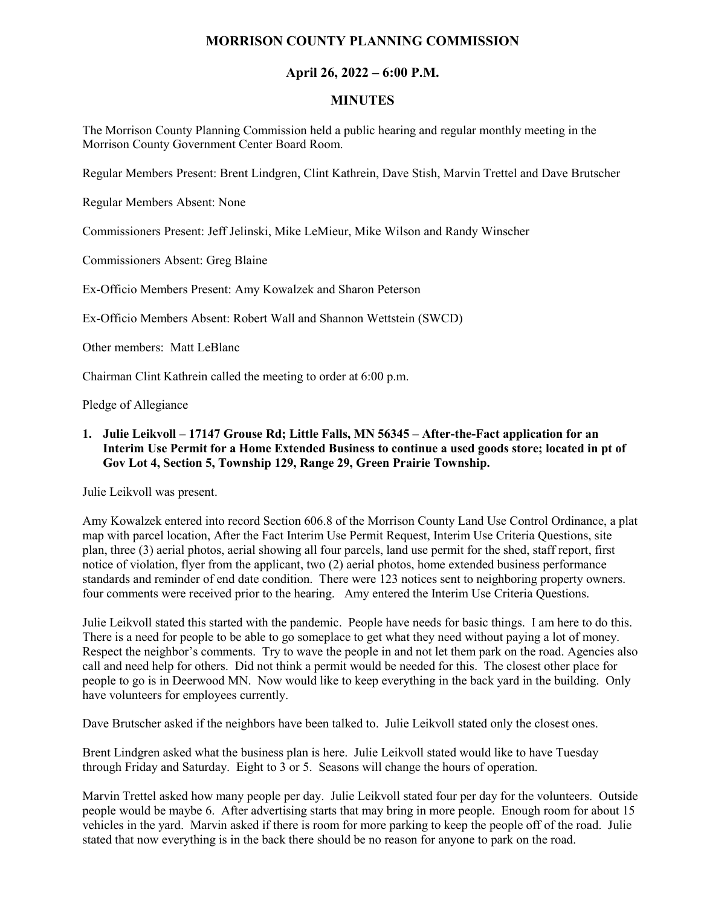# MORRISON COUNTY PLANNING COMMISSION

## April 26, 2022 – 6:00 P.M.

## MINUTES

The Morrison County Planning Commission held a public hearing and regular monthly meeting in the Morrison County Government Center Board Room.

Regular Members Present: Brent Lindgren, Clint Kathrein, Dave Stish, Marvin Trettel and Dave Brutscher

Regular Members Absent: None

Commissioners Present: Jeff Jelinski, Mike LeMieur, Mike Wilson and Randy Winscher

Commissioners Absent: Greg Blaine

Ex-Officio Members Present: Amy Kowalzek and Sharon Peterson

Ex-Officio Members Absent: Robert Wall and Shannon Wettstein (SWCD)

Other members: Matt LeBlanc

Chairman Clint Kathrein called the meeting to order at 6:00 p.m.

Pledge of Allegiance

**1. Julie Leikvoll – 17147 Grouse Rd; Little Falls, MN 56345 – After-the-Fact application for an Interim Use Permit for a Home Extended Business to continue a used goods store; located in pt of Gov Lot 4, Section 5, Township 129, Range 29, Green Prairie Township.**

Julie Leikvoll was present.

Amy Kowalzek entered into record Section 606.8 of the Morrison County Land Use Control Ordinance, a plat map with parcel location, After the Fact Interim Use Permit Request, Interim Use Criteria Questions, site plan, three (3) aerial photos, aerial showing all four parcels, land use permit for the shed, staff report, first notice of violation, flyer from the applicant, two (2) aerial photos, home extended business performance standards and reminder of end date condition. There were 123 notices sent to neighboring property owners. four comments were received prior to the hearing. Amy entered the Interim Use Criteria Questions.

Julie Leikvoll stated this started with the pandemic. People have needs for basic things. I am here to do this. There is a need for people to be able to go someplace to get what they need without paying a lot of money. Respect the neighbor's comments. Try to wave the people in and not let them park on the road. Agencies also call and need help for others. Did not think a permit would be needed for this. The closest other place for people to go is in Deerwood MN. Now would like to keep everything in the back yard in the building. Only have volunteers for employees currently.

Dave Brutscher asked if the neighbors have been talked to. Julie Leikvoll stated only the closest ones.

Brent Lindgren asked what the business plan is here. Julie Leikvoll stated would like to have Tuesday through Friday and Saturday. Eight to 3 or 5. Seasons will change the hours of operation.

Marvin Trettel asked how many people per day. Julie Leikvoll stated four per day for the volunteers. Outside people would be maybe 6. After advertising starts that may bring in more people. Enough room for about 15 vehicles in the yard. Marvin asked if there is room for more parking to keep the people off of the road. Julie stated that now everything is in the back there should be no reason for anyone to park on the road.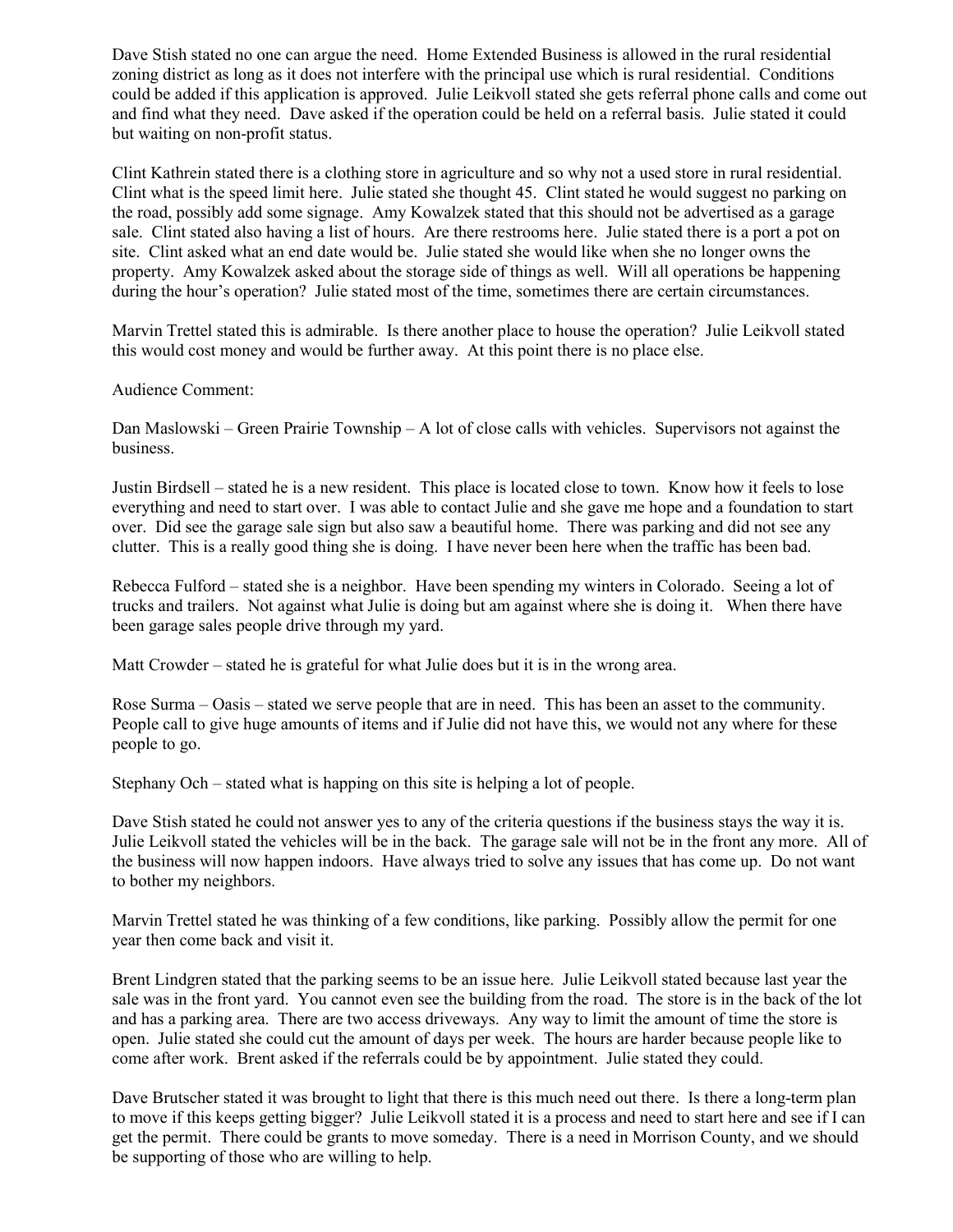Dave Stish stated no one can argue the need. Home Extended Business is allowed in the rural residential zoning district as long as it does not interfere with the principal use which is rural residential. Conditions could be added if this application is approved. Julie Leikvoll stated she gets referral phone calls and come out and find what they need. Dave asked if the operation could be held on a referral basis. Julie stated it could but waiting on non-profit status.

Clint Kathrein stated there is a clothing store in agriculture and so why not a used store in rural residential. Clint what is the speed limit here. Julie stated she thought 45. Clint stated he would suggest no parking on the road, possibly add some signage. Amy Kowalzek stated that this should not be advertised as a garage sale. Clint stated also having a list of hours. Are there restrooms here. Julie stated there is a port a pot on site. Clint asked what an end date would be. Julie stated she would like when she no longer owns the property. Amy Kowalzek asked about the storage side of things as well. Will all operations be happening during the hour's operation? Julie stated most of the time, sometimes there are certain circumstances.

Marvin Trettel stated this is admirable. Is there another place to house the operation? Julie Leikvoll stated this would cost money and would be further away. At this point there is no place else.

Audience Comment:

Dan Maslowski – Green Prairie Township – A lot of close calls with vehicles. Supervisors not against the business.

Justin Birdsell – stated he is a new resident. This place is located close to town. Know how it feels to lose everything and need to start over. I was able to contact Julie and she gave me hope and a foundation to start over. Did see the garage sale sign but also saw a beautiful home. There was parking and did not see any clutter. This is a really good thing she is doing. I have never been here when the traffic has been bad.

Rebecca Fulford – stated she is a neighbor. Have been spending my winters in Colorado. Seeing a lot of trucks and trailers. Not against what Julie is doing but am against where she is doing it. When there have been garage sales people drive through my yard.

Matt Crowder – stated he is grateful for what Julie does but it is in the wrong area.

Rose Surma – Oasis – stated we serve people that are in need. This has been an asset to the community. People call to give huge amounts of items and if Julie did not have this, we would not any where for these people to go.

Stephany Och – stated what is happing on this site is helping a lot of people.

Dave Stish stated he could not answer yes to any of the criteria questions if the business stays the way it is. Julie Leikvoll stated the vehicles will be in the back. The garage sale will not be in the front any more. All of the business will now happen indoors. Have always tried to solve any issues that has come up. Do not want to bother my neighbors.

Marvin Trettel stated he was thinking of a few conditions, like parking. Possibly allow the permit for one year then come back and visit it.

Brent Lindgren stated that the parking seems to be an issue here. Julie Leikvoll stated because last year the sale was in the front yard. You cannot even see the building from the road. The store is in the back of the lot and has a parking area. There are two access driveways. Any way to limit the amount of time the store is open. Julie stated she could cut the amount of days per week. The hours are harder because people like to come after work. Brent asked if the referrals could be by appointment. Julie stated they could.

Dave Brutscher stated it was brought to light that there is this much need out there. Is there a long-term plan to move if this keeps getting bigger? Julie Leikvoll stated it is a process and need to start here and see if I can get the permit. There could be grants to move someday. There is a need in Morrison County, and we should be supporting of those who are willing to help.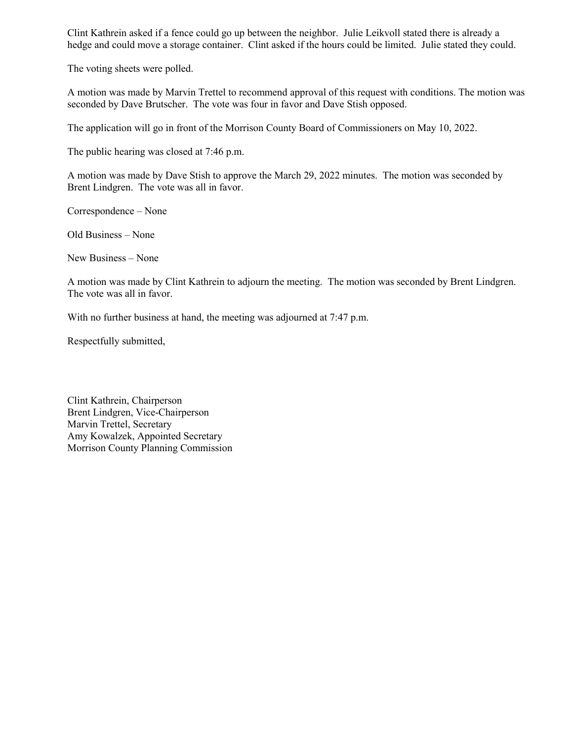Clint Kathrein asked if a fence could go up between the neighbor. Julie Leikvoll stated there is already a hedge and could move a storage container. Clint asked if the hours could be limited. Julie stated they could.

The voting sheets were polled.

A motion was made by Marvin Trettel to recommend approval of this request with conditions. The motion was seconded by Dave Brutscher. The vote was four in favor and Dave Stish opposed.

The application will go in front of the Morrison County Board of Commissioners on May 10, 2022.

The public hearing was closed at 7:46 p.m.

A motion was made by Dave Stish to approve the March 29, 2022 minutes. The motion was seconded by Brent Lindgren. The vote was all in favor.

Correspondence – None

Old Business – None

New Business – None

A motion was made by Clint Kathrein to adjourn the meeting. The motion was seconded by Brent Lindgren. The vote was all in favor.

With no further business at hand, the meeting was adjourned at 7:47 p.m.

Respectfully submitted,

Clint Kathrein, Chairperson  
Brent Lindgren, Vice-Chairperson  
Marvin Trettel, Secretary  
Amy Kowalzek, Appointed Secretary  
Morrison County Planning Commission